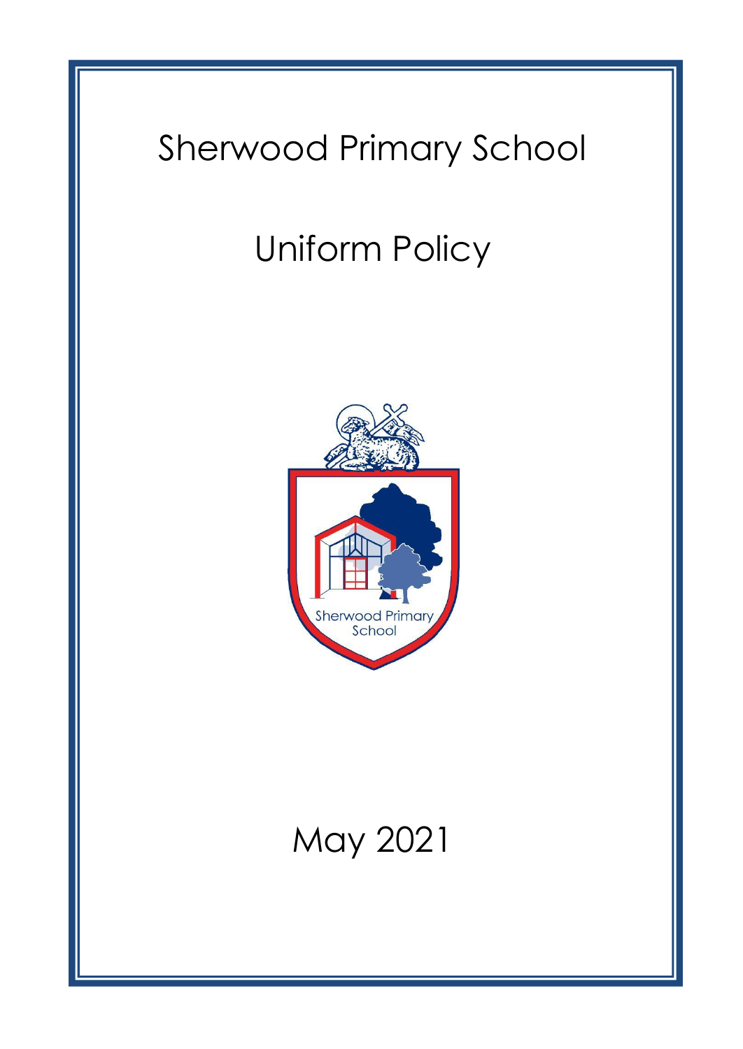# Sherwood Primary School

# Uniform Policy

Sherwood Primary School

May 2021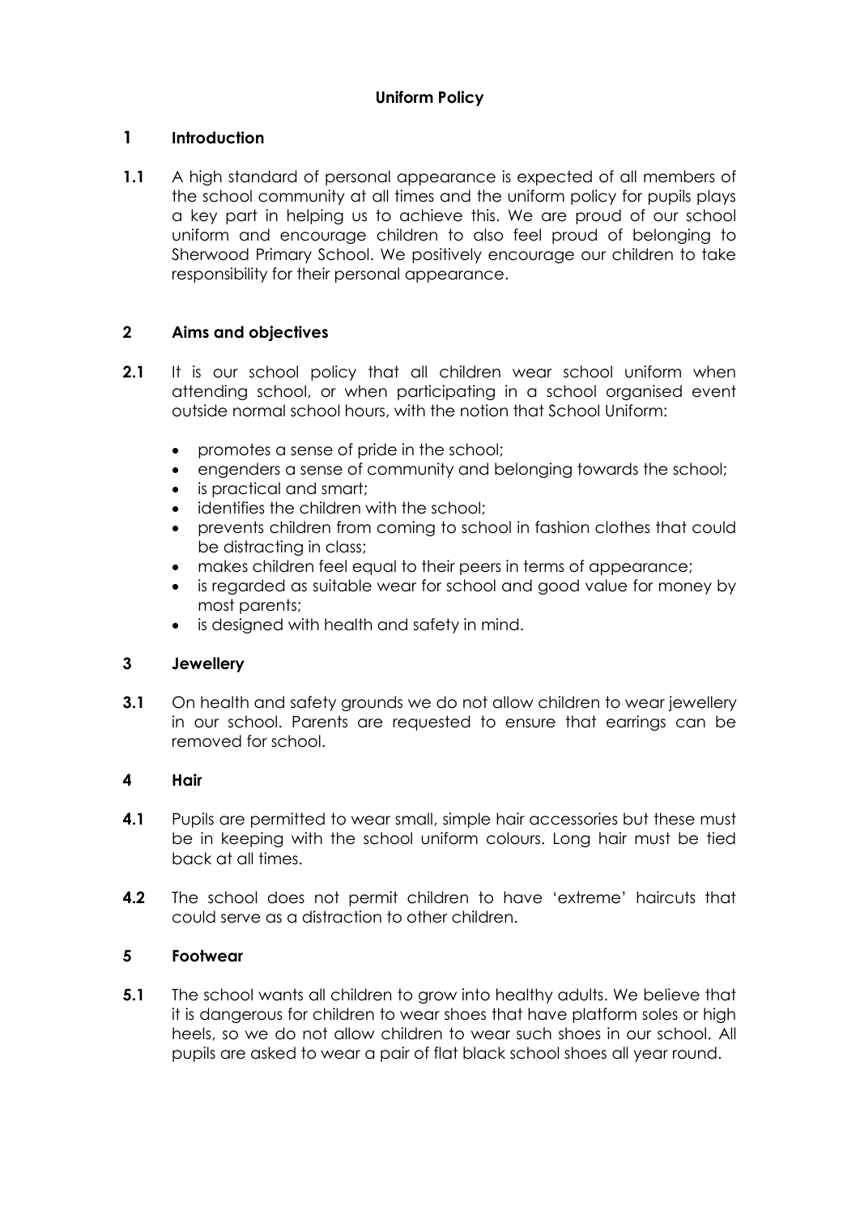**Uniform Policy**

## 1 Introduction

**1.1** A high standard of personal appearance is expected of all members of the school community at all times and the uniform policy for pupils plays a key part in helping us to achieve this. We are proud of our school uniform and encourage children to also feel proud of belonging to Sherwood Primary School. We positively encourage our children to take responsibility for their personal appearance.

## 2 Aims and objectives

**2.1** It is our school policy that all children wear school uniform when attending school, or when participating in a school organised event outside normal school hours, with the notion that School Uniform:

- promotes a sense of pride in the school;
- engenders a sense of community and belonging towards the school;
- is practical and smart;
- identifies the children with the school;
- prevents children from coming to school in fashion clothes that could be distracting in class;
- makes children feel equal to their peers in terms of appearance;
- is regarded as suitable wear for school and good value for money by most parents;
- is designed with health and safety in mind.

## 3 Jewellery

**3.1** On health and safety grounds we do not allow children to wear jewellery in our school. Parents are requested to ensure that earrings can be removed for school.

## 4 Hair

**4.1** Pupils are permitted to wear small, simple hair accessories but these must be in keeping with the school uniform colours. Long hair must be tied back at all times.

**4.2** The school does not permit children to have 'extreme' haircuts that could serve as a distraction to other children.

## 5 Footwear

**5.1** The school wants all children to grow into healthy adults. We believe that it is dangerous for children to wear shoes that have platform soles or high heels, so we do not allow children to wear such shoes in our school. All pupils are asked to wear a pair of flat black school shoes all year round.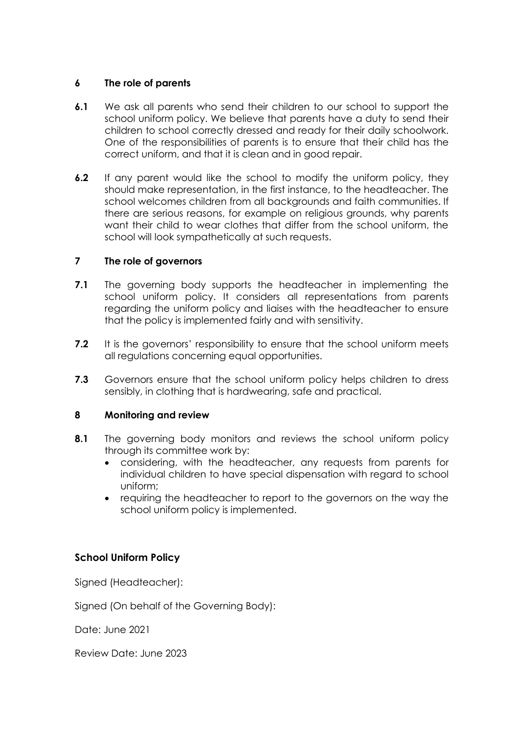## 6 The role of parents

**6.1** We ask all parents who send their children to our school to support the school uniform policy. We believe that parents have a duty to send their children to school correctly dressed and ready for their daily schoolwork. One of the responsibilities of parents is to ensure that their child has the correct uniform, and that it is clean and in good repair.

**6.2** If any parent would like the school to modify the uniform policy, they should make representation, in the first instance, to the headteacher. The school welcomes children from all backgrounds and faith communities. If there are serious reasons, for example on religious grounds, why parents want their child to wear clothes that differ from the school uniform, the school will look sympathetically at such requests.

## 7 The role of governors

**7.1** The governing body supports the headteacher in implementing the school uniform policy. It considers all representations from parents regarding the uniform policy and liaises with the headteacher to ensure that the policy is implemented fairly and with sensitivity.

**7.2** It is the governors' responsibility to ensure that the school uniform meets all regulations concerning equal opportunities.

**7.3** Governors ensure that the school uniform policy helps children to dress sensibly, in clothing that is hardwearing, safe and practical.

## 8 Monitoring and review

**8.1** The governing body monitors and reviews the school uniform policy through its committee work by:

- considering, with the headteacher, any requests from parents for individual children to have special dispensation with regard to school uniform;
- requiring the headteacher to report to the governors on the way the school uniform policy is implemented.

**School Uniform Policy**

Signed (Headteacher):

Signed (On behalf of the Governing Body):

Date: June 2021

Review Date: June 2023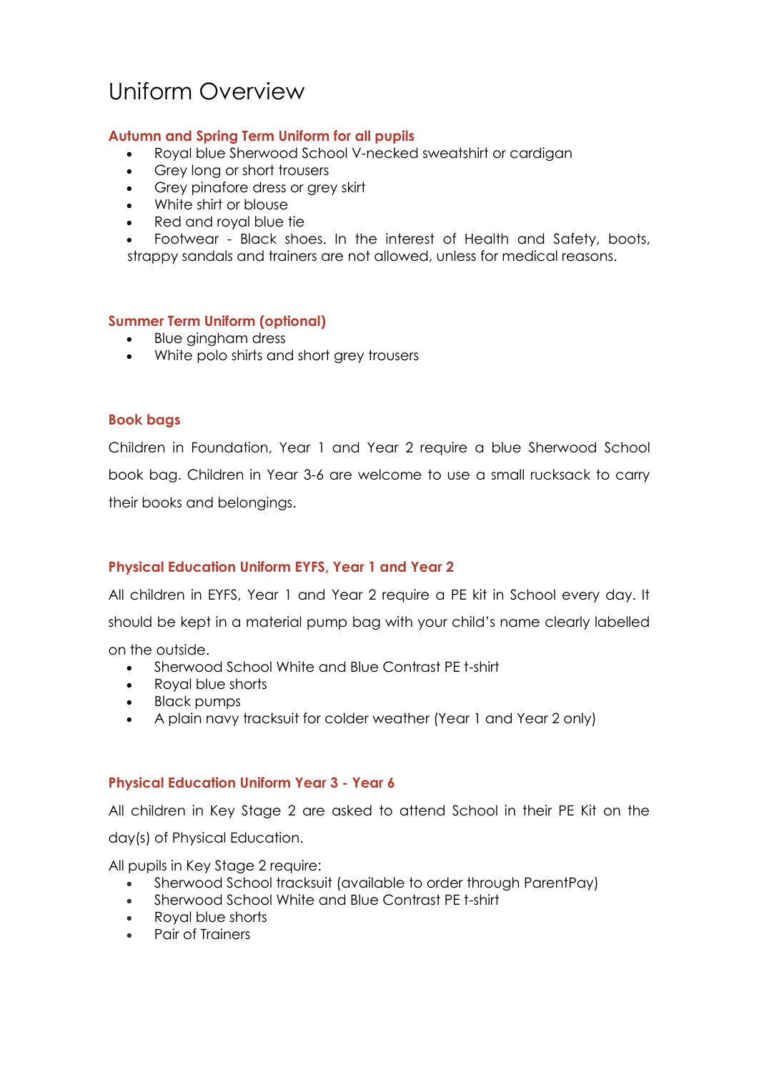# Uniform Overview

### Autumn and Spring Term Uniform for all pupils

- Royal blue Sherwood School V-necked sweatshirt or cardigan
- Grey long or short trousers
- Grey pinafore dress or grey skirt
- White shirt or blouse
- Red and royal blue tie
- Footwear - Black shoes. In the interest of Health and Safety, boots, strappy sandals and trainers are not allowed, unless for medical reasons.

### Summer Term Uniform (optional)

- Blue gingham dress
- White polo shirts and short grey trousers

### Book bags

Children in Foundation, Year 1 and Year 2 require a blue Sherwood School book bag. Children in Year 3-6 are welcome to use a small rucksack to carry their books and belongings.

### Physical Education Uniform EYFS, Year 1 and Year 2

All children in EYFS, Year 1 and Year 2 require a PE kit in School every day. It should be kept in a material pump bag with your child's name clearly labelled on the outside.

- Sherwood School White and Blue Contrast PE t-shirt
- Royal blue shorts
- Black pumps
- A plain navy tracksuit for colder weather (Year 1 and Year 2 only)

### Physical Education Uniform Year 3 - Year 6

All children in Key Stage 2 are asked to attend School in their PE Kit on the day(s) of Physical Education.

All pupils in Key Stage 2 require:

- Sherwood School tracksuit (available to order through ParentPay)
- Sherwood School White and Blue Contrast PE t-shirt
- Royal blue shorts
- Pair of Trainers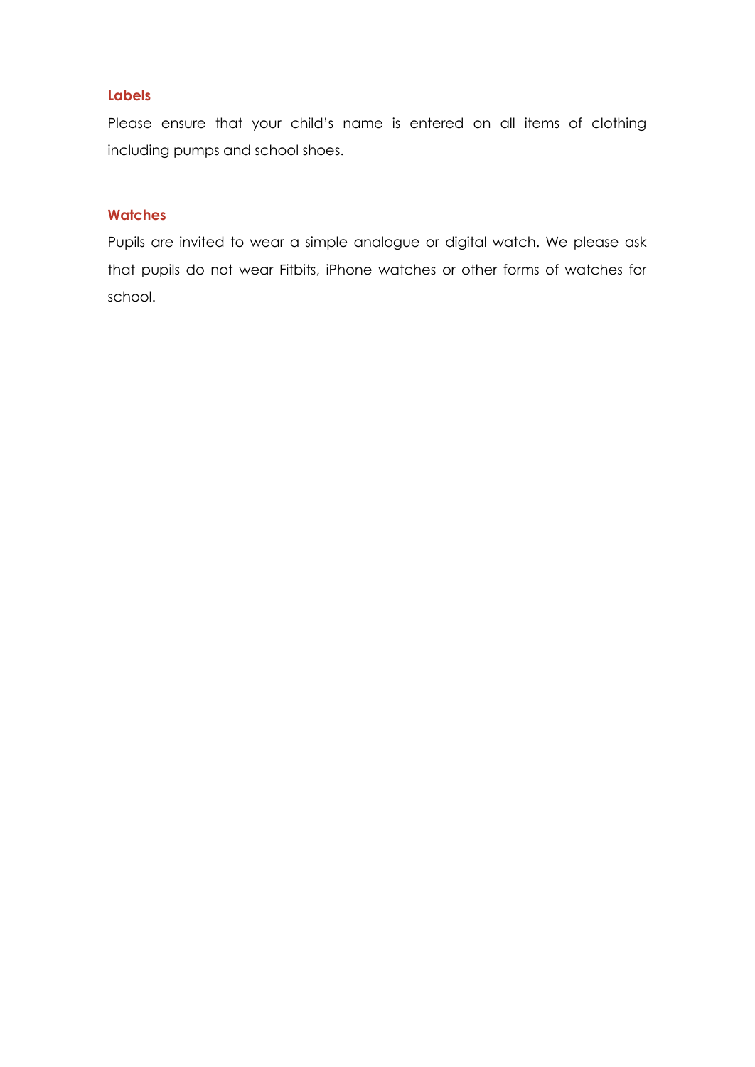### Labels

Please ensure that your child's name is entered on all items of clothing including pumps and school shoes.

### Watches

Pupils are invited to wear a simple analogue or digital watch. We please ask that pupils do not wear Fitbits, iPhone watches or other forms of watches for school.